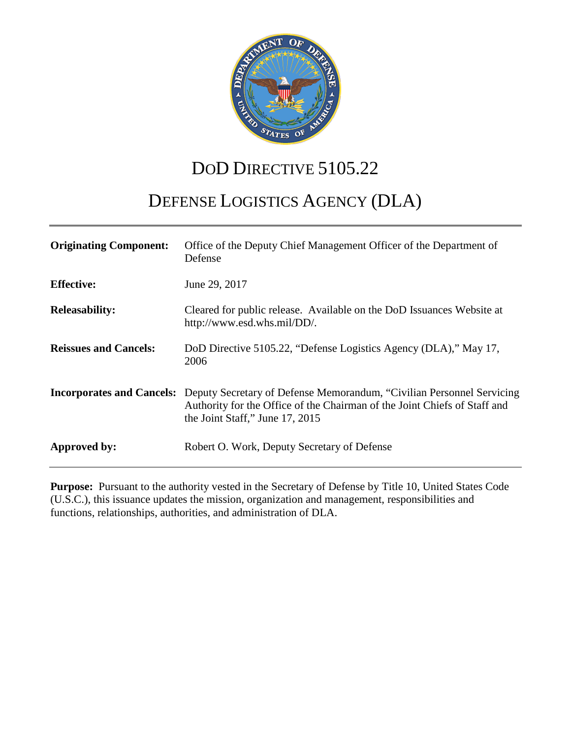# DoD DIRECTIVE 5105.22

# DEFENSE LOGISTICS AGENCY (DLA)

| | |
|---|---|
| **Originating Component:** | Office of the Deputy Chief Management Officer of the Department of Defense |
| **Effective:** | June 29, 2017 |
| **Releasability:** | Cleared for public release. Available on the DoD Issuances Website at http://www.esd.whs.mil/DD/. |
| **Reissues and Cancels:** | DoD Directive 5105.22, "Defense Logistics Agency (DLA)," May 17, 2006 |
| **Incorporates and Cancels:** | Deputy Secretary of Defense Memorandum, "Civilian Personnel Servicing Authority for the Office of the Chairman of the Joint Chiefs of Staff and the Joint Staff," June 17, 2015 |
| **Approved by:** | Robert O. Work, Deputy Secretary of Defense |

**Purpose:** Pursuant to the authority vested in the Secretary of Defense by Title 10, United States Code (U.S.C.), this issuance updates the mission, organization and management, responsibilities and functions, relationships, authorities, and administration of DLA.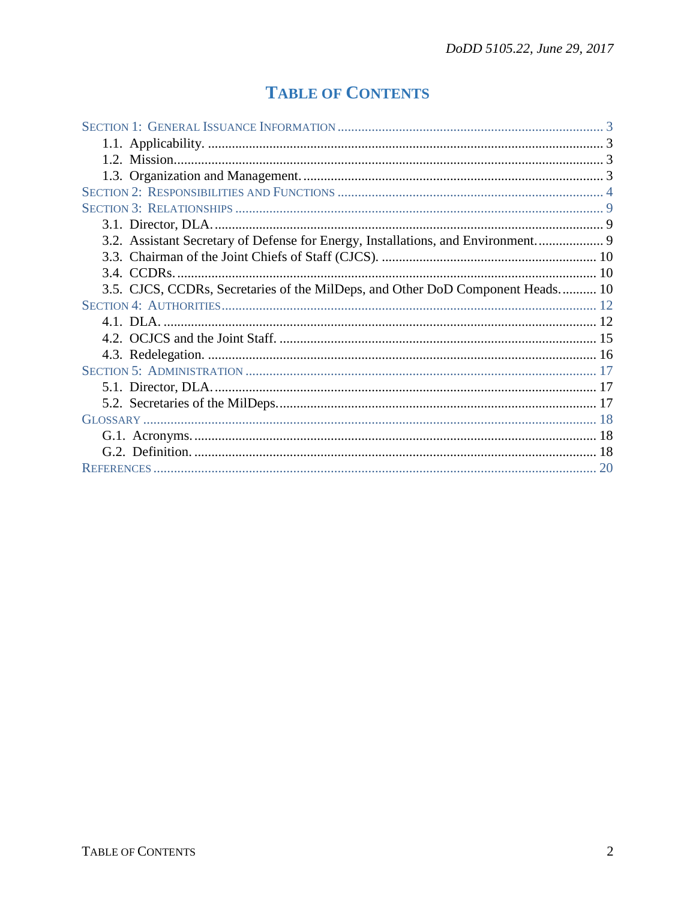# TABLE OF CONTENTS

SECTION 1: GENERAL ISSUANCE INFORMATION ... 3
- 1.1. Applicability. ... 3
- 1.2. Mission. ... 3
- 1.3. Organization and Management. ... 3

SECTION 2: RESPONSIBILITIES AND FUNCTIONS ... 4

SECTION 3: RELATIONSHIPS ... 9
- 3.1. Director, DLA. ... 9
- 3.2. Assistant Secretary of Defense for Energy, Installations, and Environment. ... 9
- 3.3. Chairman of the Joint Chiefs of Staff (CJCS). ... 10
- 3.4. CCDRs. ... 10
- 3.5. CJCS, CCDRs, Secretaries of the MilDeps, and Other DoD Component Heads. ... 10

SECTION 4: AUTHORITIES ... 12
- 4.1. DLA. ... 12
- 4.2. OCJCS and the Joint Staff. ... 15
- 4.3. Redelegation. ... 16

SECTION 5: ADMINISTRATION ... 17
- 5.1. Director, DLA. ... 17
- 5.2. Secretaries of the MilDeps. ... 17

GLOSSARY ... 18
- G.1. Acronyms. ... 18
- G.2. Definition. ... 18

REFERENCES ... 20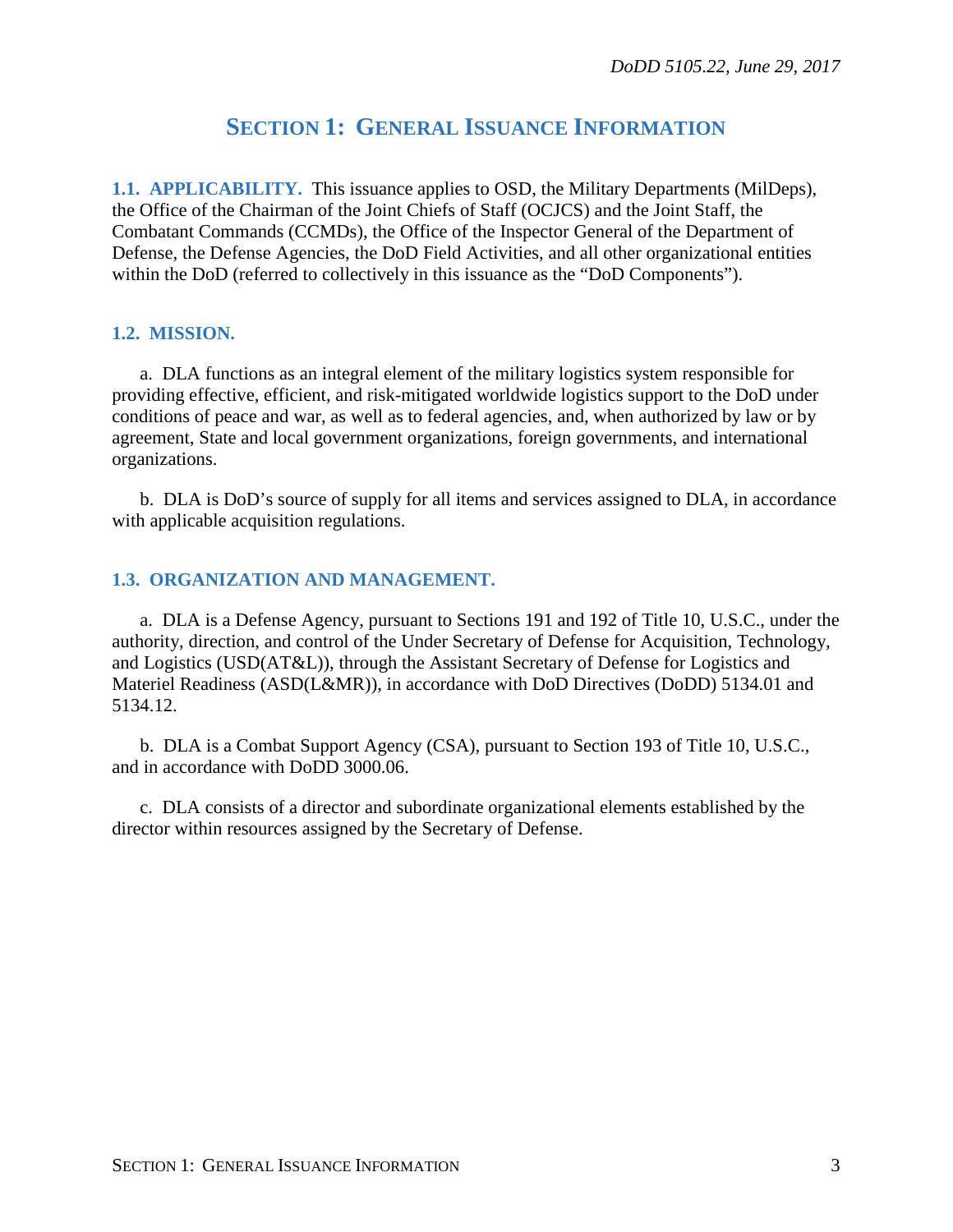# SECTION 1: GENERAL ISSUANCE INFORMATION

**1.1. APPLICABILITY.** This issuance applies to OSD, the Military Departments (MilDeps), the Office of the Chairman of the Joint Chiefs of Staff (OCJCS) and the Joint Staff, the Combatant Commands (CCMDs), the Office of the Inspector General of the Department of Defense, the Defense Agencies, the DoD Field Activities, and all other organizational entities within the DoD (referred to collectively in this issuance as the "DoD Components").

## 1.2. MISSION.

a. DLA functions as an integral element of the military logistics system responsible for providing effective, efficient, and risk-mitigated worldwide logistics support to the DoD under conditions of peace and war, as well as to federal agencies, and, when authorized by law or by agreement, State and local government organizations, foreign governments, and international organizations.

b. DLA is DoD's source of supply for all items and services assigned to DLA, in accordance with applicable acquisition regulations.

## 1.3. ORGANIZATION AND MANAGEMENT.

a. DLA is a Defense Agency, pursuant to Sections 191 and 192 of Title 10, U.S.C., under the authority, direction, and control of the Under Secretary of Defense for Acquisition, Technology, and Logistics (USD(AT&L)), through the Assistant Secretary of Defense for Logistics and Materiel Readiness (ASD(L&MR)), in accordance with DoD Directives (DoDD) 5134.01 and 5134.12.

b. DLA is a Combat Support Agency (CSA), pursuant to Section 193 of Title 10, U.S.C., and in accordance with DoDD 3000.06.

c. DLA consists of a director and subordinate organizational elements established by the director within resources assigned by the Secretary of Defense.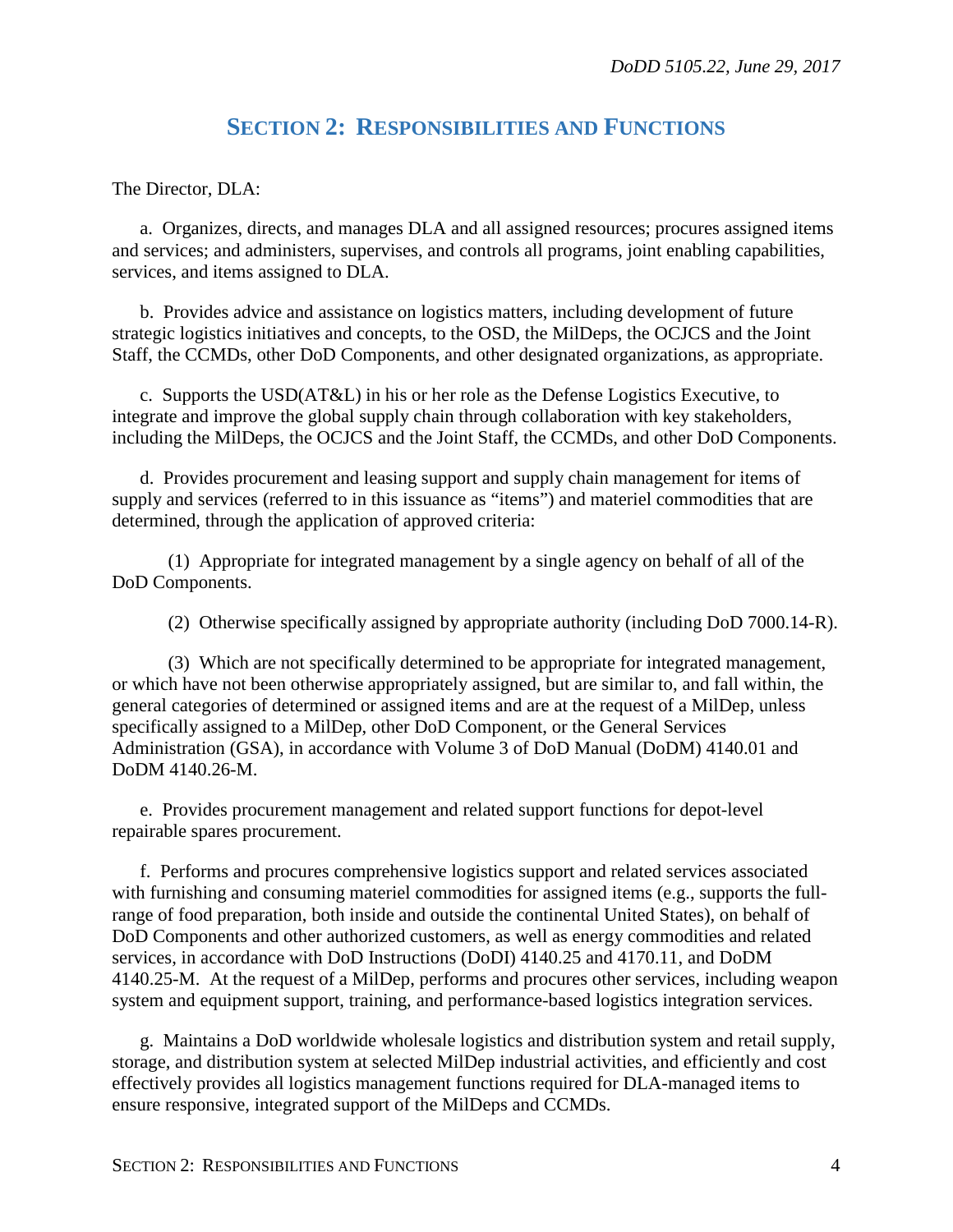## SECTION 2: RESPONSIBILITIES AND FUNCTIONS

The Director, DLA:

a. Organizes, directs, and manages DLA and all assigned resources; procures assigned items and services; and administers, supervises, and controls all programs, joint enabling capabilities, services, and items assigned to DLA.

b. Provides advice and assistance on logistics matters, including development of future strategic logistics initiatives and concepts, to the OSD, the MilDeps, the OCJCS and the Joint Staff, the CCMDs, other DoD Components, and other designated organizations, as appropriate.

c. Supports the USD(AT&L) in his or her role as the Defense Logistics Executive, to integrate and improve the global supply chain through collaboration with key stakeholders, including the MilDeps, the OCJCS and the Joint Staff, the CCMDs, and other DoD Components.

d. Provides procurement and leasing support and supply chain management for items of supply and services (referred to in this issuance as "items") and materiel commodities that are determined, through the application of approved criteria:

(1) Appropriate for integrated management by a single agency on behalf of all of the DoD Components.

(2) Otherwise specifically assigned by appropriate authority (including DoD 7000.14-R).

(3) Which are not specifically determined to be appropriate for integrated management, or which have not been otherwise appropriately assigned, but are similar to, and fall within, the general categories of determined or assigned items and are at the request of a MilDep, unless specifically assigned to a MilDep, other DoD Component, or the General Services Administration (GSA), in accordance with Volume 3 of DoD Manual (DoDM) 4140.01 and DoDM 4140.26-M.

e. Provides procurement management and related support functions for depot-level repairable spares procurement.

f. Performs and procures comprehensive logistics support and related services associated with furnishing and consuming materiel commodities for assigned items (e.g., supports the full-range of food preparation, both inside and outside the continental United States), on behalf of DoD Components and other authorized customers, as well as energy commodities and related services, in accordance with DoD Instructions (DoDI) 4140.25 and 4170.11, and DoDM 4140.25-M. At the request of a MilDep, performs and procures other services, including weapon system and equipment support, training, and performance-based logistics integration services.

g. Maintains a DoD worldwide wholesale logistics and distribution system and retail supply, storage, and distribution system at selected MilDep industrial activities, and efficiently and cost effectively provides all logistics management functions required for DLA-managed items to ensure responsive, integrated support of the MilDeps and CCMDs.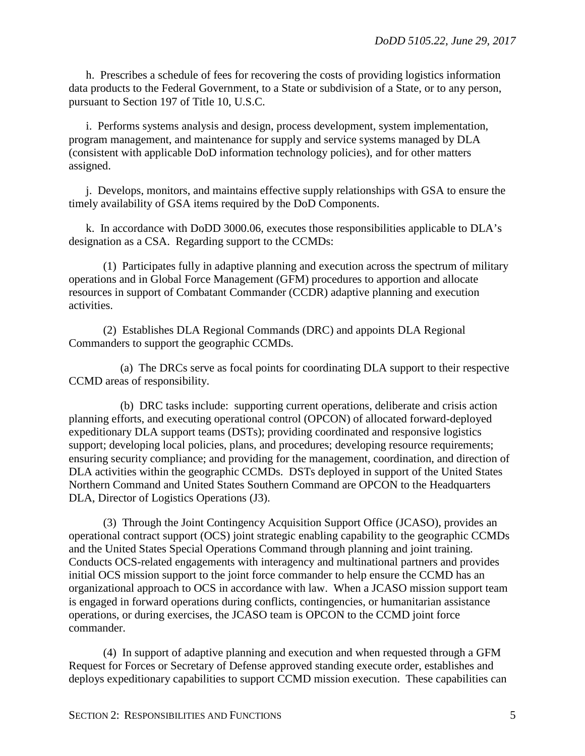h. Prescribes a schedule of fees for recovering the costs of providing logistics information data products to the Federal Government, to a State or subdivision of a State, or to any person, pursuant to Section 197 of Title 10, U.S.C.

i. Performs systems analysis and design, process development, system implementation, program management, and maintenance for supply and service systems managed by DLA (consistent with applicable DoD information technology policies), and for other matters assigned.

j. Develops, monitors, and maintains effective supply relationships with GSA to ensure the timely availability of GSA items required by the DoD Components.

k. In accordance with DoDD 3000.06, executes those responsibilities applicable to DLA's designation as a CSA. Regarding support to the CCMDs:

(1) Participates fully in adaptive planning and execution across the spectrum of military operations and in Global Force Management (GFM) procedures to apportion and allocate resources in support of Combatant Commander (CCDR) adaptive planning and execution activities.

(2) Establishes DLA Regional Commands (DRC) and appoints DLA Regional Commanders to support the geographic CCMDs.

(a) The DRCs serve as focal points for coordinating DLA support to their respective CCMD areas of responsibility.

(b) DRC tasks include: supporting current operations, deliberate and crisis action planning efforts, and executing operational control (OPCON) of allocated forward-deployed expeditionary DLA support teams (DSTs); providing coordinated and responsive logistics support; developing local policies, plans, and procedures; developing resource requirements; ensuring security compliance; and providing for the management, coordination, and direction of DLA activities within the geographic CCMDs. DSTs deployed in support of the United States Northern Command and United States Southern Command are OPCON to the Headquarters DLA, Director of Logistics Operations (J3).

(3) Through the Joint Contingency Acquisition Support Office (JCASO), provides an operational contract support (OCS) joint strategic enabling capability to the geographic CCMDs and the United States Special Operations Command through planning and joint training. Conducts OCS-related engagements with interagency and multinational partners and provides initial OCS mission support to the joint force commander to help ensure the CCMD has an organizational approach to OCS in accordance with law. When a JCASO mission support team is engaged in forward operations during conflicts, contingencies, or humanitarian assistance operations, or during exercises, the JCASO team is OPCON to the CCMD joint force commander.

(4) In support of adaptive planning and execution and when requested through a GFM Request for Forces or Secretary of Defense approved standing execute order, establishes and deploys expeditionary capabilities to support CCMD mission execution. These capabilities can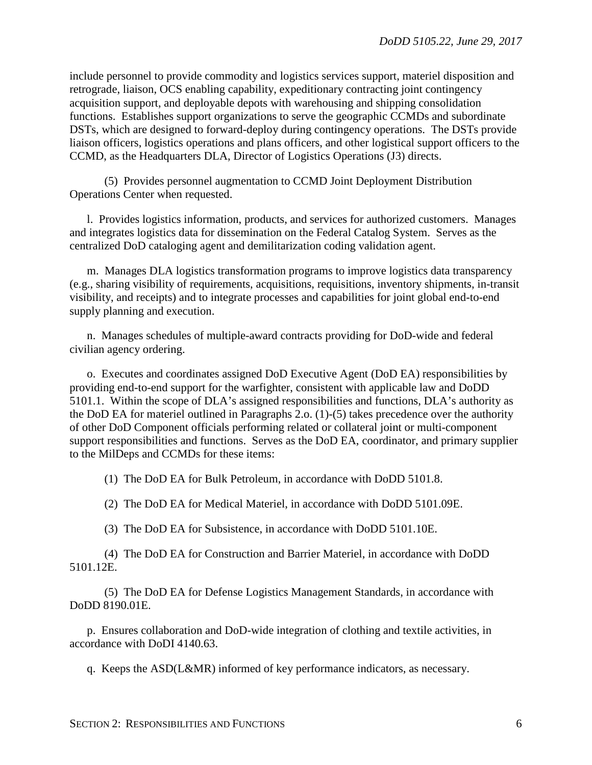include personnel to provide commodity and logistics services support, materiel disposition and retrograde, liaison, OCS enabling capability, expeditionary contracting joint contingency acquisition support, and deployable depots with warehousing and shipping consolidation functions. Establishes support organizations to serve the geographic CCMDs and subordinate DSTs, which are designed to forward-deploy during contingency operations. The DSTs provide liaison officers, logistics operations and plans officers, and other logistical support officers to the CCMD, as the Headquarters DLA, Director of Logistics Operations (J3) directs.

(5) Provides personnel augmentation to CCMD Joint Deployment Distribution Operations Center when requested.

l. Provides logistics information, products, and services for authorized customers. Manages and integrates logistics data for dissemination on the Federal Catalog System. Serves as the centralized DoD cataloging agent and demilitarization coding validation agent.

m. Manages DLA logistics transformation programs to improve logistics data transparency (e.g., sharing visibility of requirements, acquisitions, requisitions, inventory shipments, in-transit visibility, and receipts) and to integrate processes and capabilities for joint global end-to-end supply planning and execution.

n. Manages schedules of multiple-award contracts providing for DoD-wide and federal civilian agency ordering.

o. Executes and coordinates assigned DoD Executive Agent (DoD EA) responsibilities by providing end-to-end support for the warfighter, consistent with applicable law and DoDD 5101.1. Within the scope of DLA's assigned responsibilities and functions, DLA's authority as the DoD EA for materiel outlined in Paragraphs 2.o. (1)-(5) takes precedence over the authority of other DoD Component officials performing related or collateral joint or multi-component support responsibilities and functions. Serves as the DoD EA, coordinator, and primary supplier to the MilDeps and CCMDs for these items:

(1) The DoD EA for Bulk Petroleum, in accordance with DoDD 5101.8.

(2) The DoD EA for Medical Materiel, in accordance with DoDD 5101.09E.

(3) The DoD EA for Subsistence, in accordance with DoDD 5101.10E.

(4) The DoD EA for Construction and Barrier Materiel, in accordance with DoDD 5101.12E.

(5) The DoD EA for Defense Logistics Management Standards, in accordance with DoDD 8190.01E.

p. Ensures collaboration and DoD-wide integration of clothing and textile activities, in accordance with DoDI 4140.63.

q. Keeps the ASD(L&MR) informed of key performance indicators, as necessary.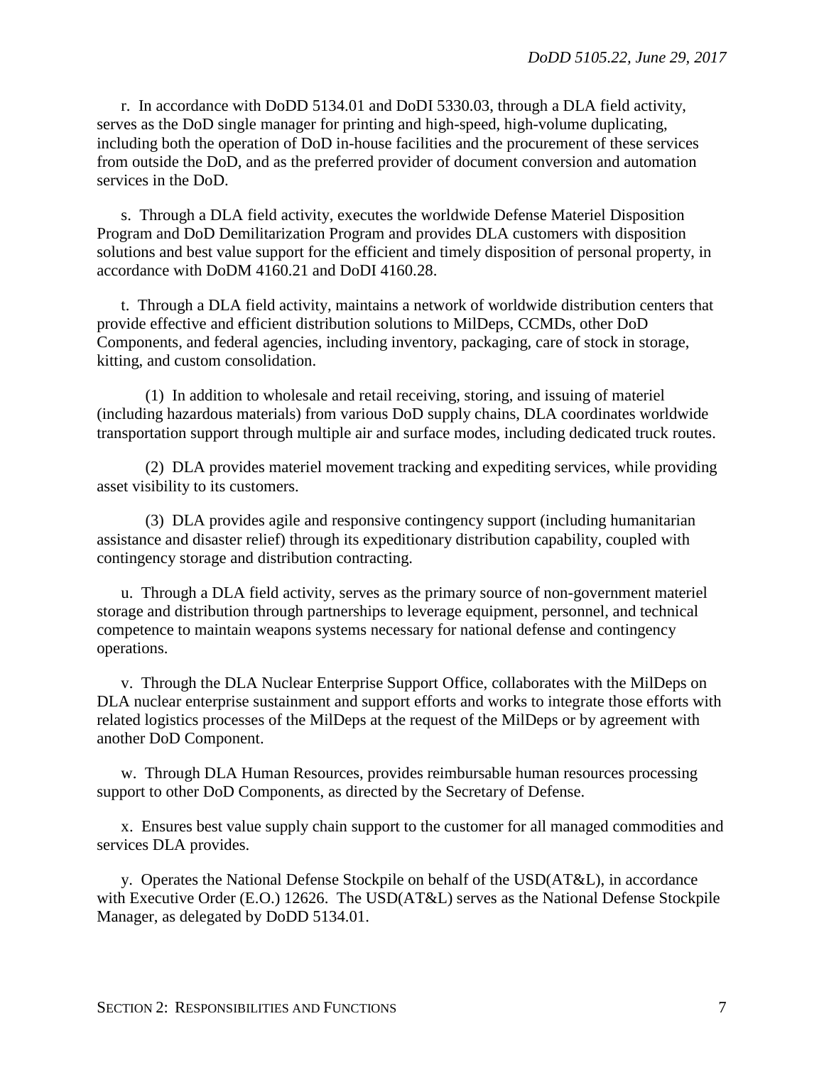r. In accordance with DoDD 5134.01 and DoDI 5330.03, through a DLA field activity, serves as the DoD single manager for printing and high-speed, high-volume duplicating, including both the operation of DoD in-house facilities and the procurement of these services from outside the DoD, and as the preferred provider of document conversion and automation services in the DoD.

s. Through a DLA field activity, executes the worldwide Defense Materiel Disposition Program and DoD Demilitarization Program and provides DLA customers with disposition solutions and best value support for the efficient and timely disposition of personal property, in accordance with DoDM 4160.21 and DoDI 4160.28.

t. Through a DLA field activity, maintains a network of worldwide distribution centers that provide effective and efficient distribution solutions to MilDeps, CCMDs, other DoD Components, and federal agencies, including inventory, packaging, care of stock in storage, kitting, and custom consolidation.

(1) In addition to wholesale and retail receiving, storing, and issuing of materiel (including hazardous materials) from various DoD supply chains, DLA coordinates worldwide transportation support through multiple air and surface modes, including dedicated truck routes.

(2) DLA provides materiel movement tracking and expediting services, while providing asset visibility to its customers.

(3) DLA provides agile and responsive contingency support (including humanitarian assistance and disaster relief) through its expeditionary distribution capability, coupled with contingency storage and distribution contracting.

u. Through a DLA field activity, serves as the primary source of non-government materiel storage and distribution through partnerships to leverage equipment, personnel, and technical competence to maintain weapons systems necessary for national defense and contingency operations.

v. Through the DLA Nuclear Enterprise Support Office, collaborates with the MilDeps on DLA nuclear enterprise sustainment and support efforts and works to integrate those efforts with related logistics processes of the MilDeps at the request of the MilDeps or by agreement with another DoD Component.

w. Through DLA Human Resources, provides reimbursable human resources processing support to other DoD Components, as directed by the Secretary of Defense.

x. Ensures best value supply chain support to the customer for all managed commodities and services DLA provides.

y. Operates the National Defense Stockpile on behalf of the USD(AT&L), in accordance with Executive Order (E.O.) 12626. The USD(AT&L) serves as the National Defense Stockpile Manager, as delegated by DoDD 5134.01.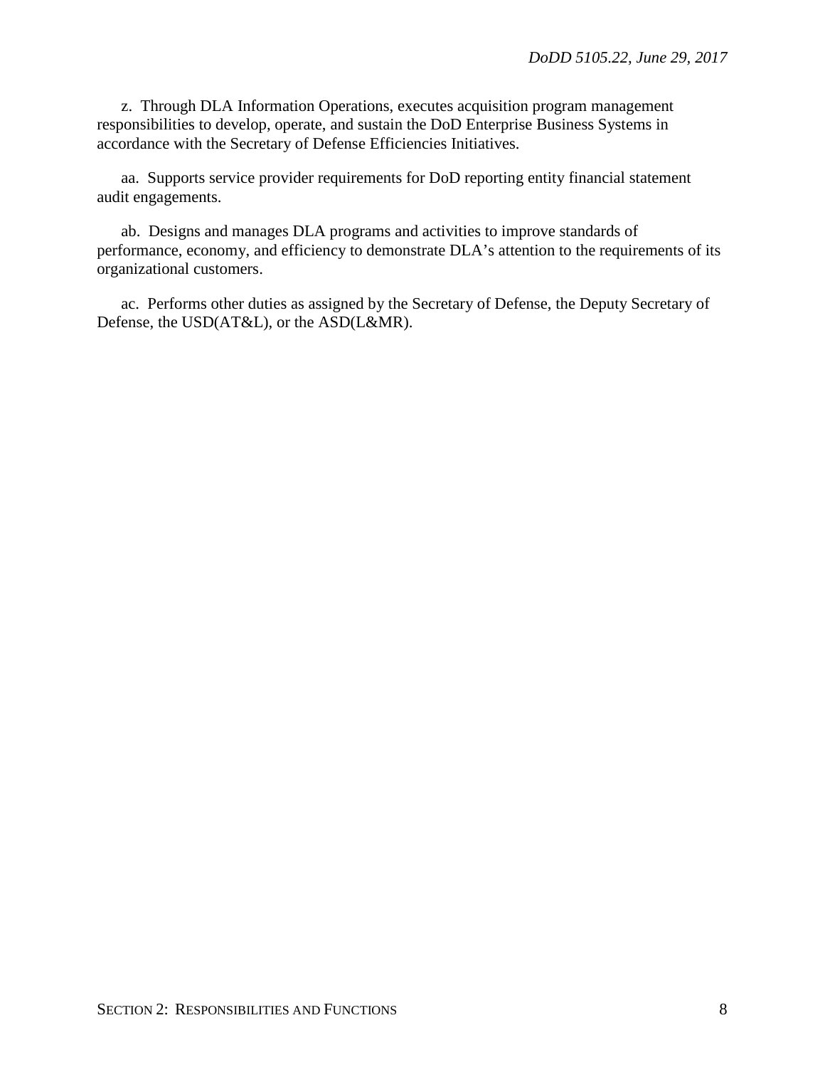z. Through DLA Information Operations, executes acquisition program management responsibilities to develop, operate, and sustain the DoD Enterprise Business Systems in accordance with the Secretary of Defense Efficiencies Initiatives.

aa. Supports service provider requirements for DoD reporting entity financial statement audit engagements.

ab. Designs and manages DLA programs and activities to improve standards of performance, economy, and efficiency to demonstrate DLA's attention to the requirements of its organizational customers.

ac. Performs other duties as assigned by the Secretary of Defense, the Deputy Secretary of Defense, the USD(AT&L), or the ASD(L&MR).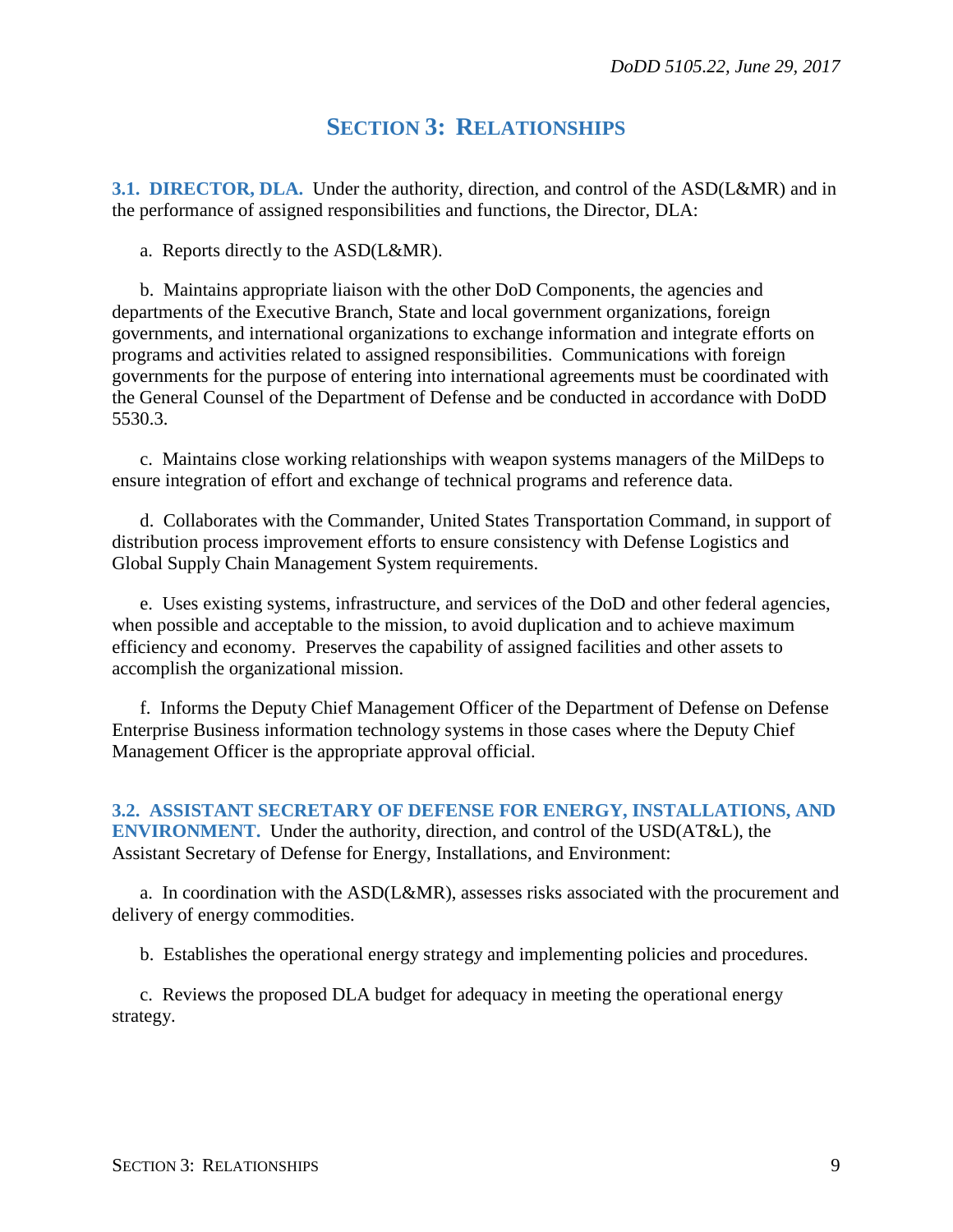# SECTION 3: RELATIONSHIPS

**3.1. DIRECTOR, DLA.** Under the authority, direction, and control of the ASD(L&MR) and in the performance of assigned responsibilities and functions, the Director, DLA:

a. Reports directly to the ASD(L&MR).

b. Maintains appropriate liaison with the other DoD Components, the agencies and departments of the Executive Branch, State and local government organizations, foreign governments, and international organizations to exchange information and integrate efforts on programs and activities related to assigned responsibilities. Communications with foreign governments for the purpose of entering into international agreements must be coordinated with the General Counsel of the Department of Defense and be conducted in accordance with DoDD 5530.3.

c. Maintains close working relationships with weapon systems managers of the MilDeps to ensure integration of effort and exchange of technical programs and reference data.

d. Collaborates with the Commander, United States Transportation Command, in support of distribution process improvement efforts to ensure consistency with Defense Logistics and Global Supply Chain Management System requirements.

e. Uses existing systems, infrastructure, and services of the DoD and other federal agencies, when possible and acceptable to the mission, to avoid duplication and to achieve maximum efficiency and economy. Preserves the capability of assigned facilities and other assets to accomplish the organizational mission.

f. Informs the Deputy Chief Management Officer of the Department of Defense on Defense Enterprise Business information technology systems in those cases where the Deputy Chief Management Officer is the appropriate approval official.

**3.2. ASSISTANT SECRETARY OF DEFENSE FOR ENERGY, INSTALLATIONS, AND ENVIRONMENT.** Under the authority, direction, and control of the USD(AT&L), the Assistant Secretary of Defense for Energy, Installations, and Environment:

a. In coordination with the ASD(L&MR), assesses risks associated with the procurement and delivery of energy commodities.

b. Establishes the operational energy strategy and implementing policies and procedures.

c. Reviews the proposed DLA budget for adequacy in meeting the operational energy strategy.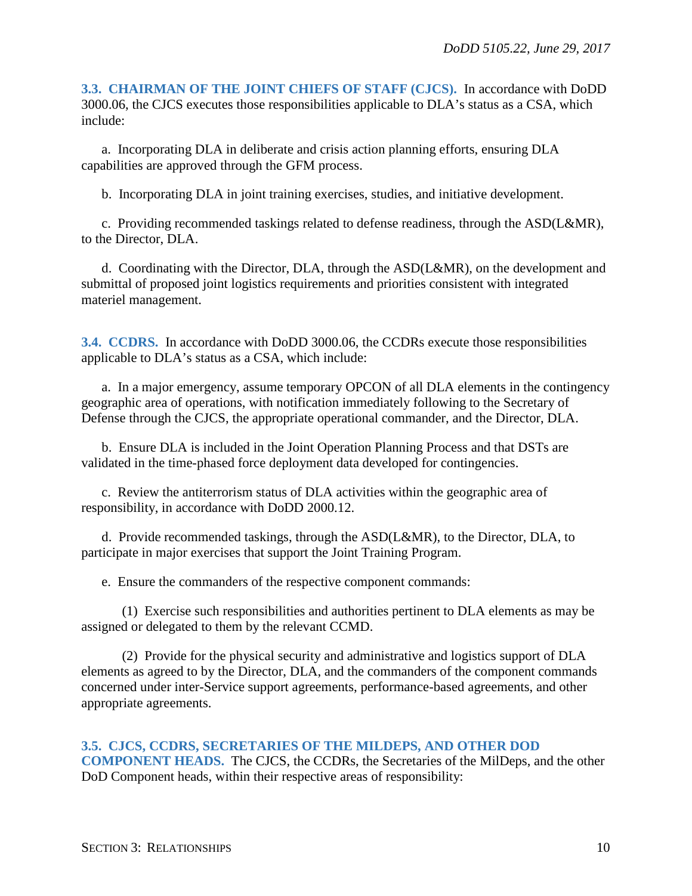**3.3. CHAIRMAN OF THE JOINT CHIEFS OF STAFF (CJCS).** In accordance with DoDD 3000.06, the CJCS executes those responsibilities applicable to DLA's status as a CSA, which include:

a. Incorporating DLA in deliberate and crisis action planning efforts, ensuring DLA capabilities are approved through the GFM process.

b. Incorporating DLA in joint training exercises, studies, and initiative development.

c. Providing recommended taskings related to defense readiness, through the ASD(L&MR), to the Director, DLA.

d. Coordinating with the Director, DLA, through the ASD(L&MR), on the development and submittal of proposed joint logistics requirements and priorities consistent with integrated materiel management.

**3.4. CCDRS.** In accordance with DoDD 3000.06, the CCDRs execute those responsibilities applicable to DLA's status as a CSA, which include:

a. In a major emergency, assume temporary OPCON of all DLA elements in the contingency geographic area of operations, with notification immediately following to the Secretary of Defense through the CJCS, the appropriate operational commander, and the Director, DLA.

b. Ensure DLA is included in the Joint Operation Planning Process and that DSTs are validated in the time-phased force deployment data developed for contingencies.

c. Review the antiterrorism status of DLA activities within the geographic area of responsibility, in accordance with DoDD 2000.12.

d. Provide recommended taskings, through the ASD(L&MR), to the Director, DLA, to participate in major exercises that support the Joint Training Program.

e. Ensure the commanders of the respective component commands:

(1) Exercise such responsibilities and authorities pertinent to DLA elements as may be assigned or delegated to them by the relevant CCMD.

(2) Provide for the physical security and administrative and logistics support of DLA elements as agreed to by the Director, DLA, and the commanders of the component commands concerned under inter-Service support agreements, performance-based agreements, and other appropriate agreements.

**3.5. CJCS, CCDRS, SECRETARIES OF THE MILDEPS, AND OTHER DOD COMPONENT HEADS.** The CJCS, the CCDRs, the Secretaries of the MilDeps, and the other DoD Component heads, within their respective areas of responsibility: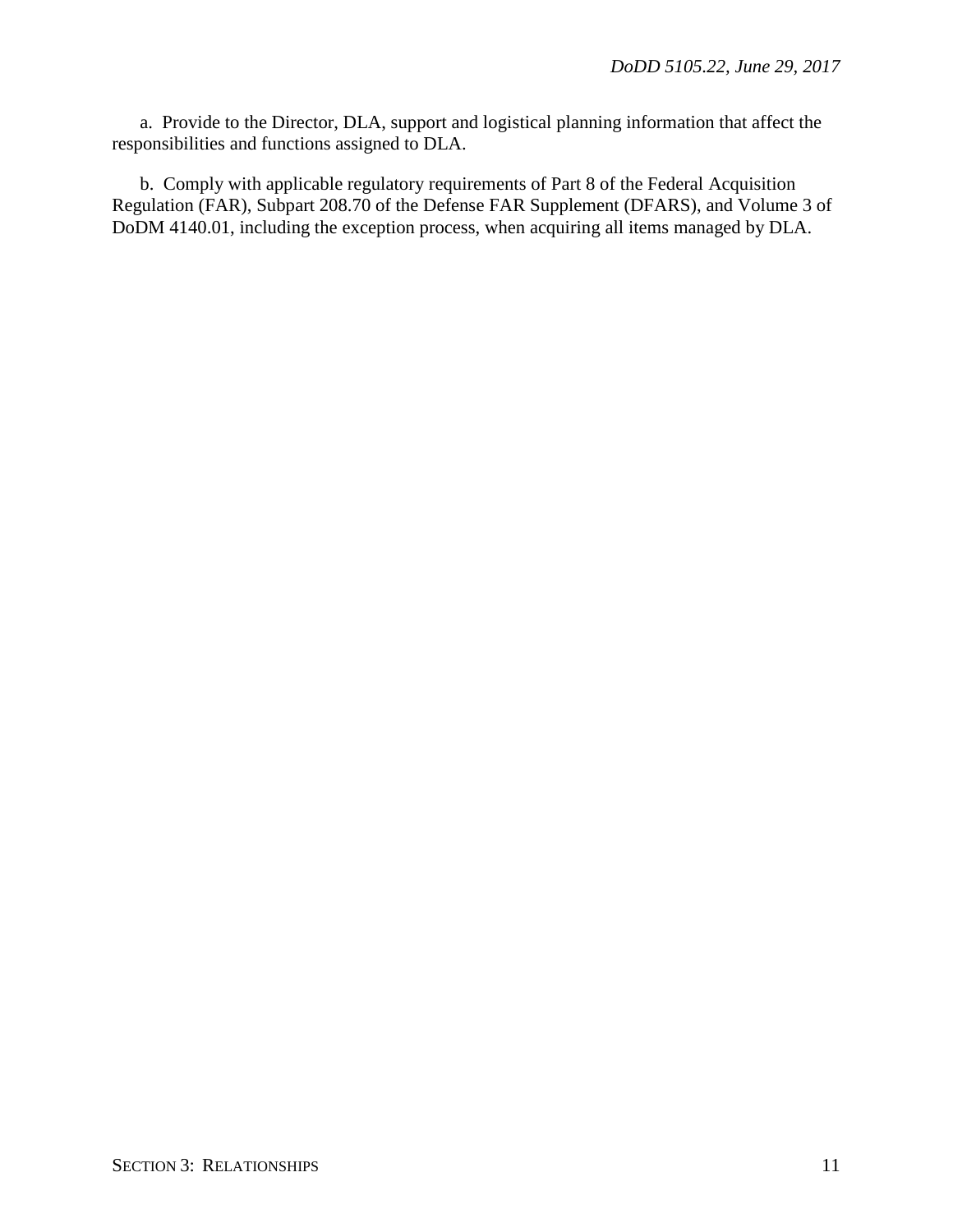a. Provide to the Director, DLA, support and logistical planning information that affect the responsibilities and functions assigned to DLA.

b. Comply with applicable regulatory requirements of Part 8 of the Federal Acquisition Regulation (FAR), Subpart 208.70 of the Defense FAR Supplement (DFARS), and Volume 3 of DoDM 4140.01, including the exception process, when acquiring all items managed by DLA.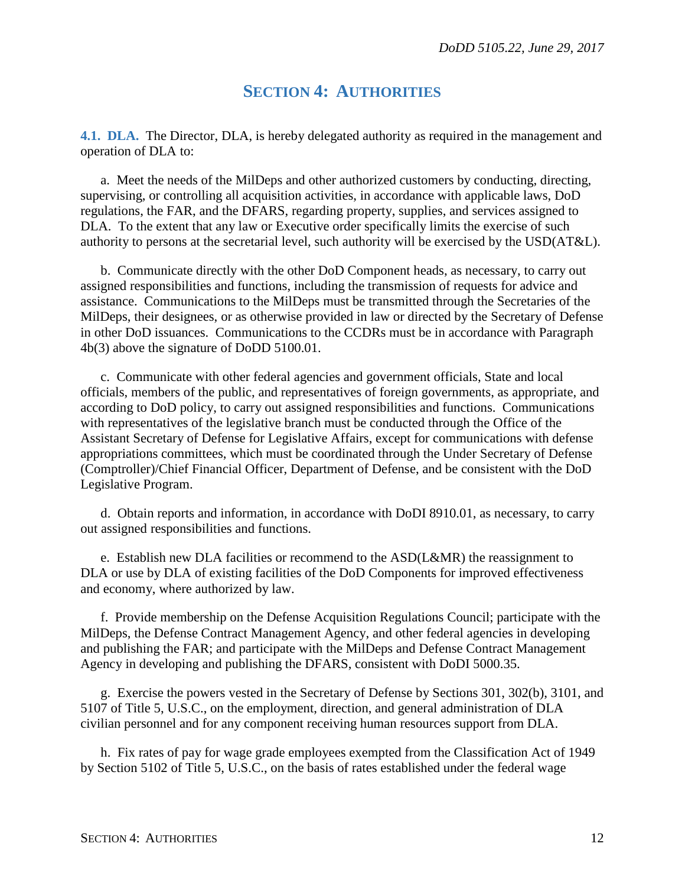# SECTION 4: AUTHORITIES

**4.1. DLA.** The Director, DLA, is hereby delegated authority as required in the management and operation of DLA to:

a. Meet the needs of the MilDeps and other authorized customers by conducting, directing, supervising, or controlling all acquisition activities, in accordance with applicable laws, DoD regulations, the FAR, and the DFARS, regarding property, supplies, and services assigned to DLA. To the extent that any law or Executive order specifically limits the exercise of such authority to persons at the secretarial level, such authority will be exercised by the USD(AT&L).

b. Communicate directly with the other DoD Component heads, as necessary, to carry out assigned responsibilities and functions, including the transmission of requests for advice and assistance. Communications to the MilDeps must be transmitted through the Secretaries of the MilDeps, their designees, or as otherwise provided in law or directed by the Secretary of Defense in other DoD issuances. Communications to the CCDRs must be in accordance with Paragraph 4b(3) above the signature of DoDD 5100.01.

c. Communicate with other federal agencies and government officials, State and local officials, members of the public, and representatives of foreign governments, as appropriate, and according to DoD policy, to carry out assigned responsibilities and functions. Communications with representatives of the legislative branch must be conducted through the Office of the Assistant Secretary of Defense for Legislative Affairs, except for communications with defense appropriations committees, which must be coordinated through the Under Secretary of Defense (Comptroller)/Chief Financial Officer, Department of Defense, and be consistent with the DoD Legislative Program.

d. Obtain reports and information, in accordance with DoDI 8910.01, as necessary, to carry out assigned responsibilities and functions.

e. Establish new DLA facilities or recommend to the ASD(L&MR) the reassignment to DLA or use by DLA of existing facilities of the DoD Components for improved effectiveness and economy, where authorized by law.

f. Provide membership on the Defense Acquisition Regulations Council; participate with the MilDeps, the Defense Contract Management Agency, and other federal agencies in developing and publishing the FAR; and participate with the MilDeps and Defense Contract Management Agency in developing and publishing the DFARS, consistent with DoDI 5000.35.

g. Exercise the powers vested in the Secretary of Defense by Sections 301, 302(b), 3101, and 5107 of Title 5, U.S.C., on the employment, direction, and general administration of DLA civilian personnel and for any component receiving human resources support from DLA.

h. Fix rates of pay for wage grade employees exempted from the Classification Act of 1949 by Section 5102 of Title 5, U.S.C., on the basis of rates established under the federal wage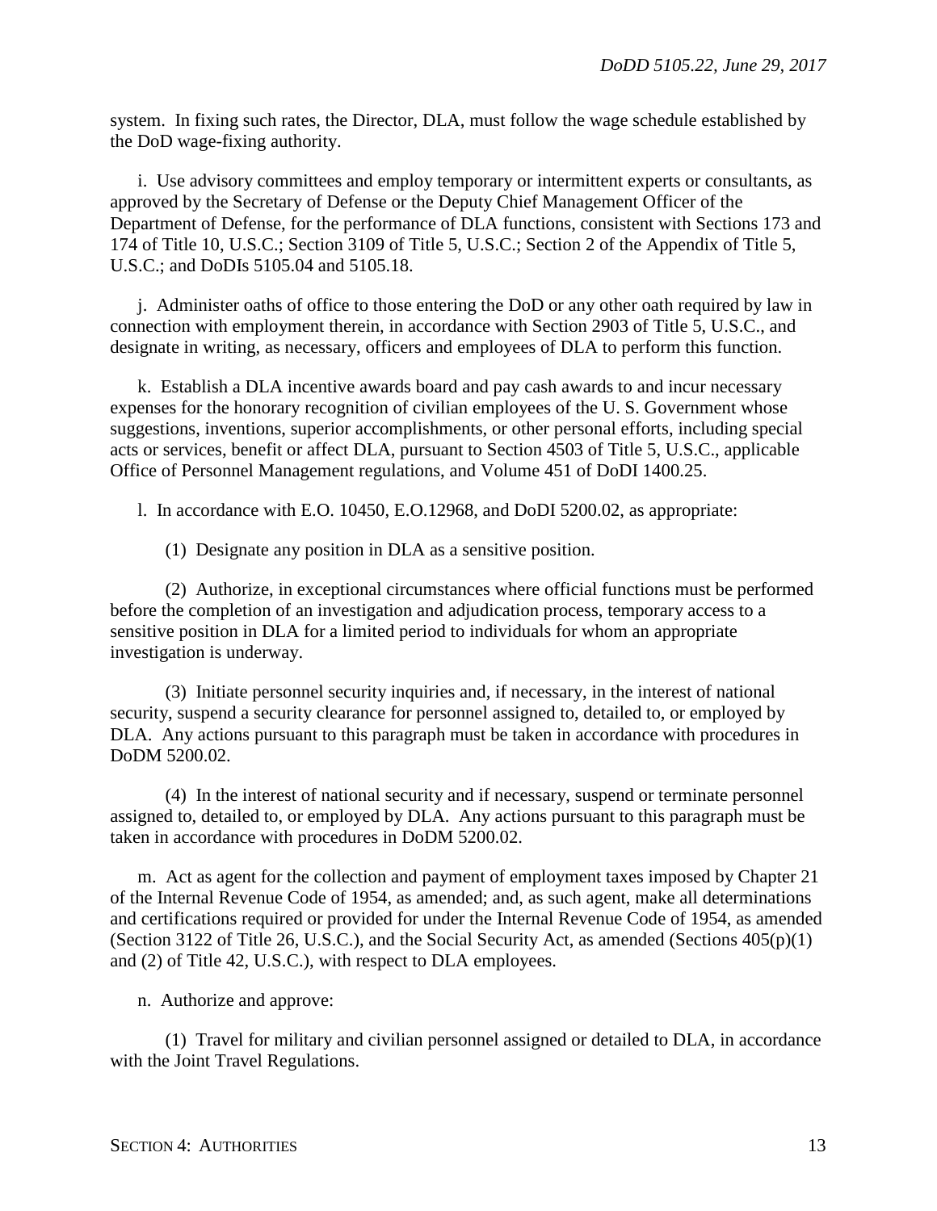system. In fixing such rates, the Director, DLA, must follow the wage schedule established by the DoD wage-fixing authority.

i. Use advisory committees and employ temporary or intermittent experts or consultants, as approved by the Secretary of Defense or the Deputy Chief Management Officer of the Department of Defense, for the performance of DLA functions, consistent with Sections 173 and 174 of Title 10, U.S.C.; Section 3109 of Title 5, U.S.C.; Section 2 of the Appendix of Title 5, U.S.C.; and DoDIs 5105.04 and 5105.18.

j. Administer oaths of office to those entering the DoD or any other oath required by law in connection with employment therein, in accordance with Section 2903 of Title 5, U.S.C., and designate in writing, as necessary, officers and employees of DLA to perform this function.

k. Establish a DLA incentive awards board and pay cash awards to and incur necessary expenses for the honorary recognition of civilian employees of the U. S. Government whose suggestions, inventions, superior accomplishments, or other personal efforts, including special acts or services, benefit or affect DLA, pursuant to Section 4503 of Title 5, U.S.C., applicable Office of Personnel Management regulations, and Volume 451 of DoDI 1400.25.

l. In accordance with E.O. 10450, E.O.12968, and DoDI 5200.02, as appropriate:

(1) Designate any position in DLA as a sensitive position.

(2) Authorize, in exceptional circumstances where official functions must be performed before the completion of an investigation and adjudication process, temporary access to a sensitive position in DLA for a limited period to individuals for whom an appropriate investigation is underway.

(3) Initiate personnel security inquiries and, if necessary, in the interest of national security, suspend a security clearance for personnel assigned to, detailed to, or employed by DLA. Any actions pursuant to this paragraph must be taken in accordance with procedures in DoDM 5200.02.

(4) In the interest of national security and if necessary, suspend or terminate personnel assigned to, detailed to, or employed by DLA. Any actions pursuant to this paragraph must be taken in accordance with procedures in DoDM 5200.02.

m. Act as agent for the collection and payment of employment taxes imposed by Chapter 21 of the Internal Revenue Code of 1954, as amended; and, as such agent, make all determinations and certifications required or provided for under the Internal Revenue Code of 1954, as amended (Section 3122 of Title 26, U.S.C.), and the Social Security Act, as amended (Sections 405(p)(1) and (2) of Title 42, U.S.C.), with respect to DLA employees.

n. Authorize and approve:

(1) Travel for military and civilian personnel assigned or detailed to DLA, in accordance with the Joint Travel Regulations.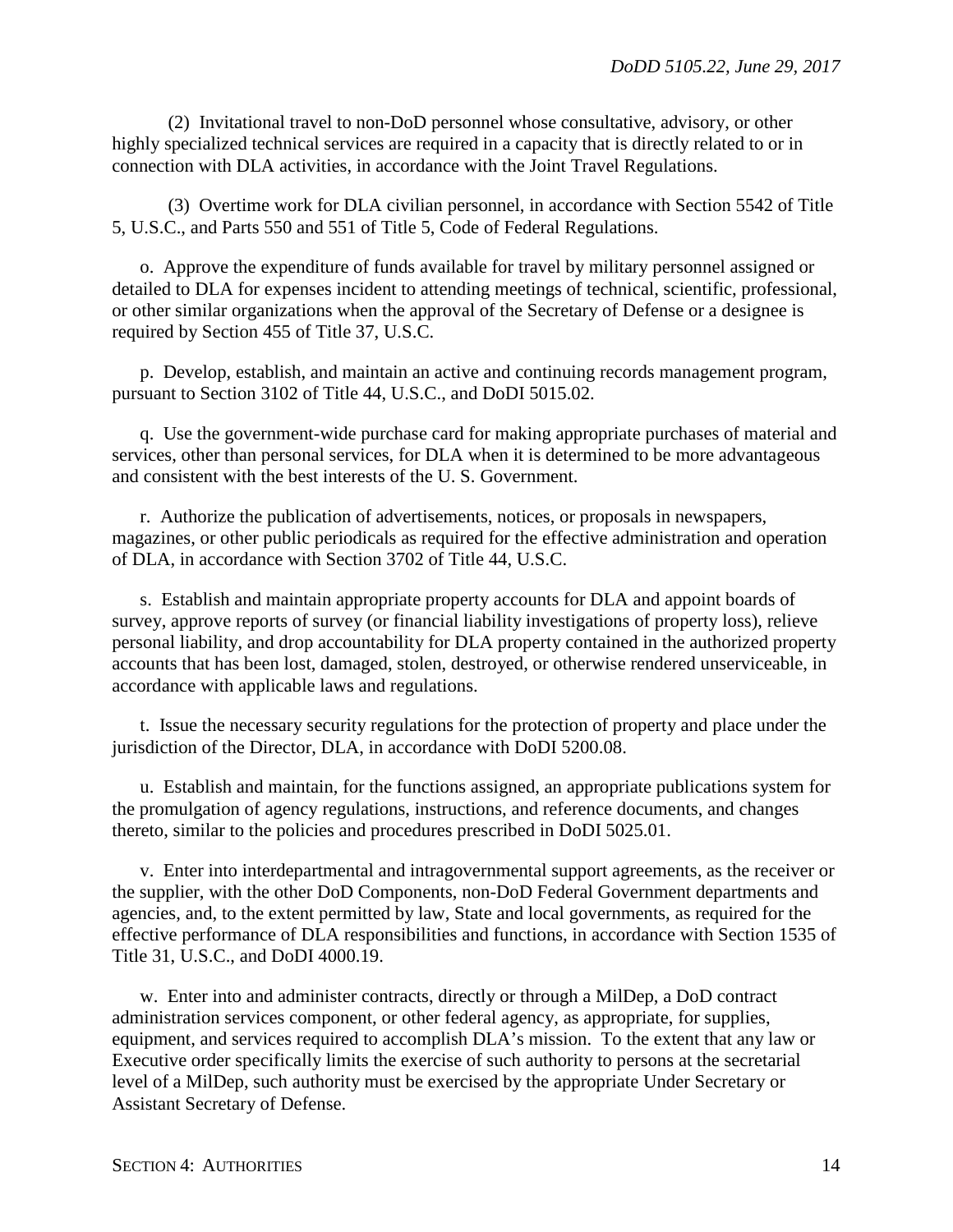(2) Invitational travel to non-DoD personnel whose consultative, advisory, or other highly specialized technical services are required in a capacity that is directly related to or in connection with DLA activities, in accordance with the Joint Travel Regulations.

(3) Overtime work for DLA civilian personnel, in accordance with Section 5542 of Title 5, U.S.C., and Parts 550 and 551 of Title 5, Code of Federal Regulations.

o. Approve the expenditure of funds available for travel by military personnel assigned or detailed to DLA for expenses incident to attending meetings of technical, scientific, professional, or other similar organizations when the approval of the Secretary of Defense or a designee is required by Section 455 of Title 37, U.S.C.

p. Develop, establish, and maintain an active and continuing records management program, pursuant to Section 3102 of Title 44, U.S.C., and DoDI 5015.02.

q. Use the government-wide purchase card for making appropriate purchases of material and services, other than personal services, for DLA when it is determined to be more advantageous and consistent with the best interests of the U. S. Government.

r. Authorize the publication of advertisements, notices, or proposals in newspapers, magazines, or other public periodicals as required for the effective administration and operation of DLA, in accordance with Section 3702 of Title 44, U.S.C.

s. Establish and maintain appropriate property accounts for DLA and appoint boards of survey, approve reports of survey (or financial liability investigations of property loss), relieve personal liability, and drop accountability for DLA property contained in the authorized property accounts that has been lost, damaged, stolen, destroyed, or otherwise rendered unserviceable, in accordance with applicable laws and regulations.

t. Issue the necessary security regulations for the protection of property and place under the jurisdiction of the Director, DLA, in accordance with DoDI 5200.08.

u. Establish and maintain, for the functions assigned, an appropriate publications system for the promulgation of agency regulations, instructions, and reference documents, and changes thereto, similar to the policies and procedures prescribed in DoDI 5025.01.

v. Enter into interdepartmental and intragovernmental support agreements, as the receiver or the supplier, with the other DoD Components, non-DoD Federal Government departments and agencies, and, to the extent permitted by law, State and local governments, as required for the effective performance of DLA responsibilities and functions, in accordance with Section 1535 of Title 31, U.S.C., and DoDI 4000.19.

w. Enter into and administer contracts, directly or through a MilDep, a DoD contract administration services component, or other federal agency, as appropriate, for supplies, equipment, and services required to accomplish DLA's mission. To the extent that any law or Executive order specifically limits the exercise of such authority to persons at the secretarial level of a MilDep, such authority must be exercised by the appropriate Under Secretary or Assistant Secretary of Defense.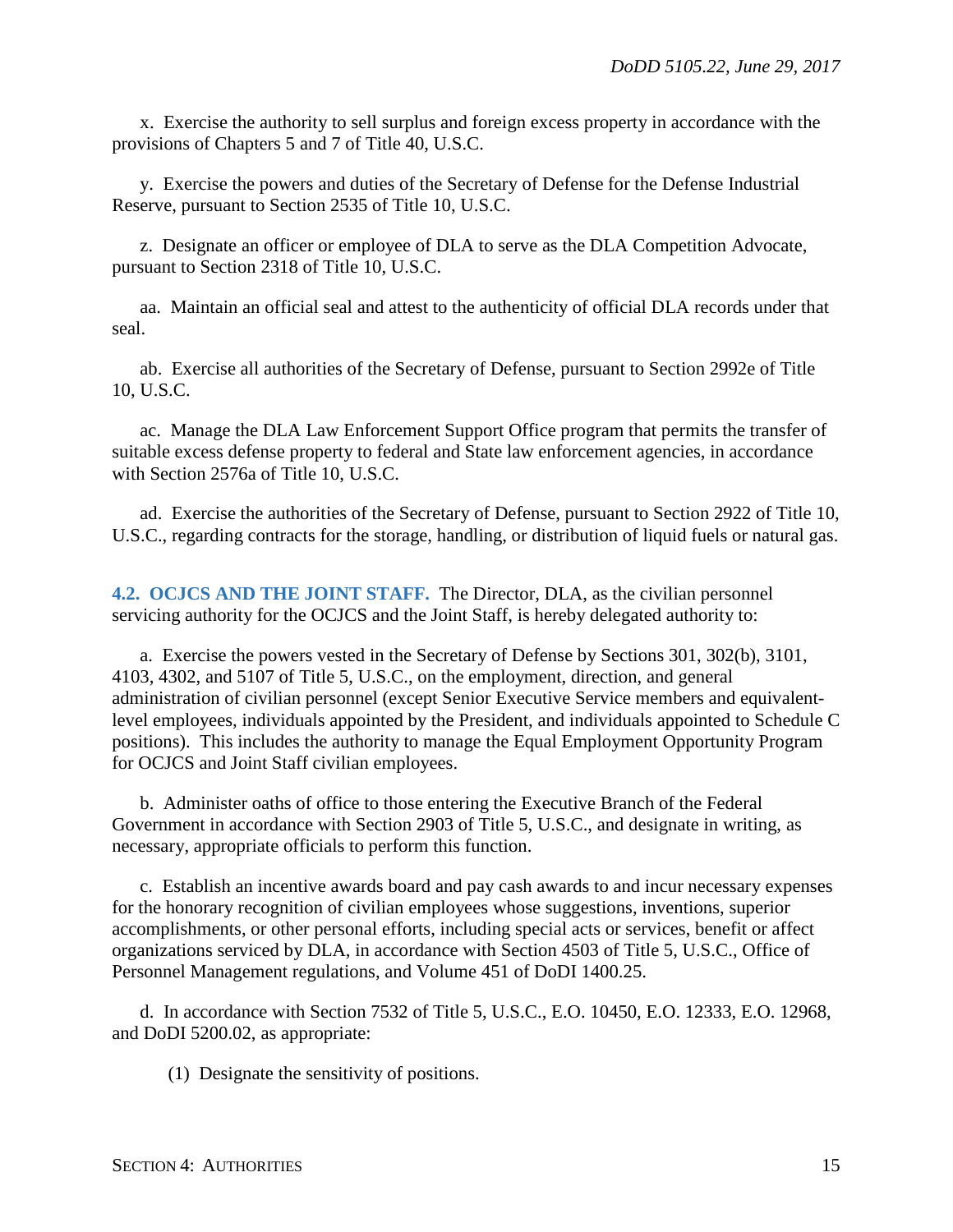x. Exercise the authority to sell surplus and foreign excess property in accordance with the provisions of Chapters 5 and 7 of Title 40, U.S.C.

y. Exercise the powers and duties of the Secretary of Defense for the Defense Industrial Reserve, pursuant to Section 2535 of Title 10, U.S.C.

z. Designate an officer or employee of DLA to serve as the DLA Competition Advocate, pursuant to Section 2318 of Title 10, U.S.C.

aa. Maintain an official seal and attest to the authenticity of official DLA records under that seal.

ab. Exercise all authorities of the Secretary of Defense, pursuant to Section 2992e of Title 10, U.S.C.

ac. Manage the DLA Law Enforcement Support Office program that permits the transfer of suitable excess defense property to federal and State law enforcement agencies, in accordance with Section 2576a of Title 10, U.S.C.

ad. Exercise the authorities of the Secretary of Defense, pursuant to Section 2922 of Title 10, U.S.C., regarding contracts for the storage, handling, or distribution of liquid fuels or natural gas.

**4.2. OCJCS AND THE JOINT STAFF.** The Director, DLA, as the civilian personnel servicing authority for the OCJCS and the Joint Staff, is hereby delegated authority to:

a. Exercise the powers vested in the Secretary of Defense by Sections 301, 302(b), 3101, 4103, 4302, and 5107 of Title 5, U.S.C., on the employment, direction, and general administration of civilian personnel (except Senior Executive Service members and equivalent-level employees, individuals appointed by the President, and individuals appointed to Schedule C positions). This includes the authority to manage the Equal Employment Opportunity Program for OCJCS and Joint Staff civilian employees.

b. Administer oaths of office to those entering the Executive Branch of the Federal Government in accordance with Section 2903 of Title 5, U.S.C., and designate in writing, as necessary, appropriate officials to perform this function.

c. Establish an incentive awards board and pay cash awards to and incur necessary expenses for the honorary recognition of civilian employees whose suggestions, inventions, superior accomplishments, or other personal efforts, including special acts or services, benefit or affect organizations serviced by DLA, in accordance with Section 4503 of Title 5, U.S.C., Office of Personnel Management regulations, and Volume 451 of DoDI 1400.25.

d. In accordance with Section 7532 of Title 5, U.S.C., E.O. 10450, E.O. 12333, E.O. 12968, and DoDI 5200.02, as appropriate:

(1) Designate the sensitivity of positions.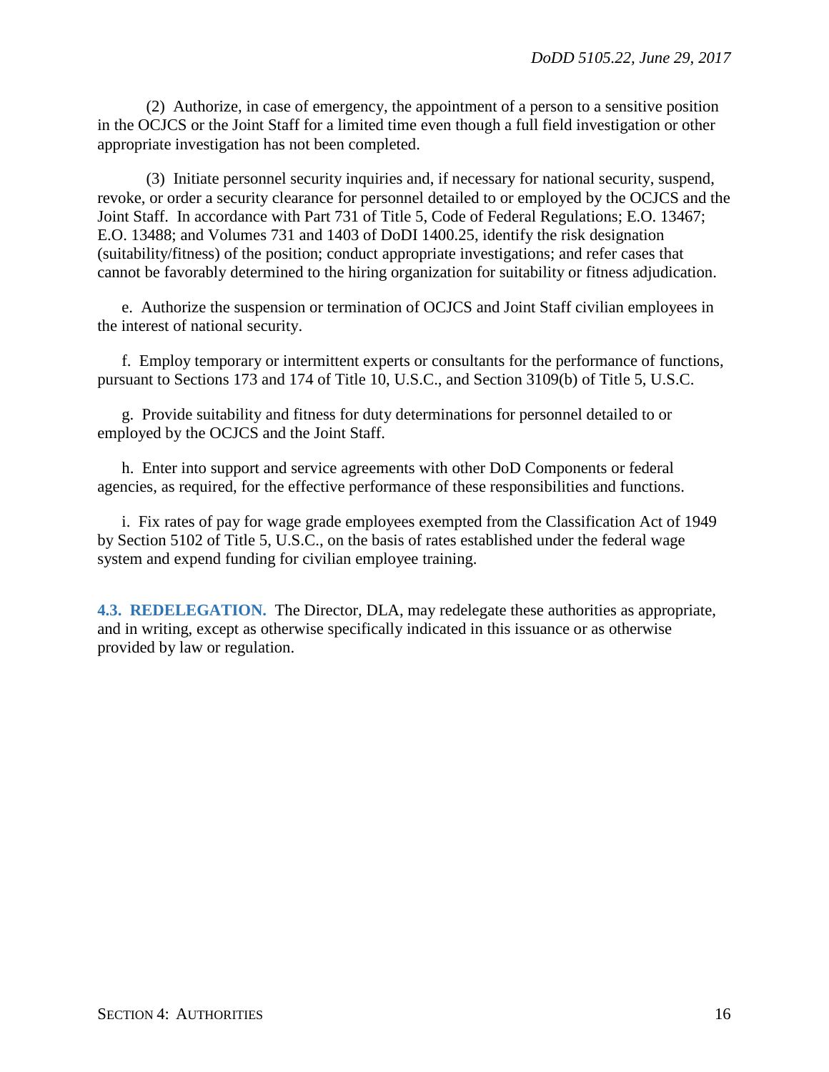(2) Authorize, in case of emergency, the appointment of a person to a sensitive position in the OCJCS or the Joint Staff for a limited time even though a full field investigation or other appropriate investigation has not been completed.

(3) Initiate personnel security inquiries and, if necessary for national security, suspend, revoke, or order a security clearance for personnel detailed to or employed by the OCJCS and the Joint Staff. In accordance with Part 731 of Title 5, Code of Federal Regulations; E.O. 13467; E.O. 13488; and Volumes 731 and 1403 of DoDI 1400.25, identify the risk designation (suitability/fitness) of the position; conduct appropriate investigations; and refer cases that cannot be favorably determined to the hiring organization for suitability or fitness adjudication.

e. Authorize the suspension or termination of OCJCS and Joint Staff civilian employees in the interest of national security.

f. Employ temporary or intermittent experts or consultants for the performance of functions, pursuant to Sections 173 and 174 of Title 10, U.S.C., and Section 3109(b) of Title 5, U.S.C.

g. Provide suitability and fitness for duty determinations for personnel detailed to or employed by the OCJCS and the Joint Staff.

h. Enter into support and service agreements with other DoD Components or federal agencies, as required, for the effective performance of these responsibilities and functions.

i. Fix rates of pay for wage grade employees exempted from the Classification Act of 1949 by Section 5102 of Title 5, U.S.C., on the basis of rates established under the federal wage system and expend funding for civilian employee training.

**4.3. REDELEGATION.** The Director, DLA, may redelegate these authorities as appropriate, and in writing, except as otherwise specifically indicated in this issuance or as otherwise provided by law or regulation.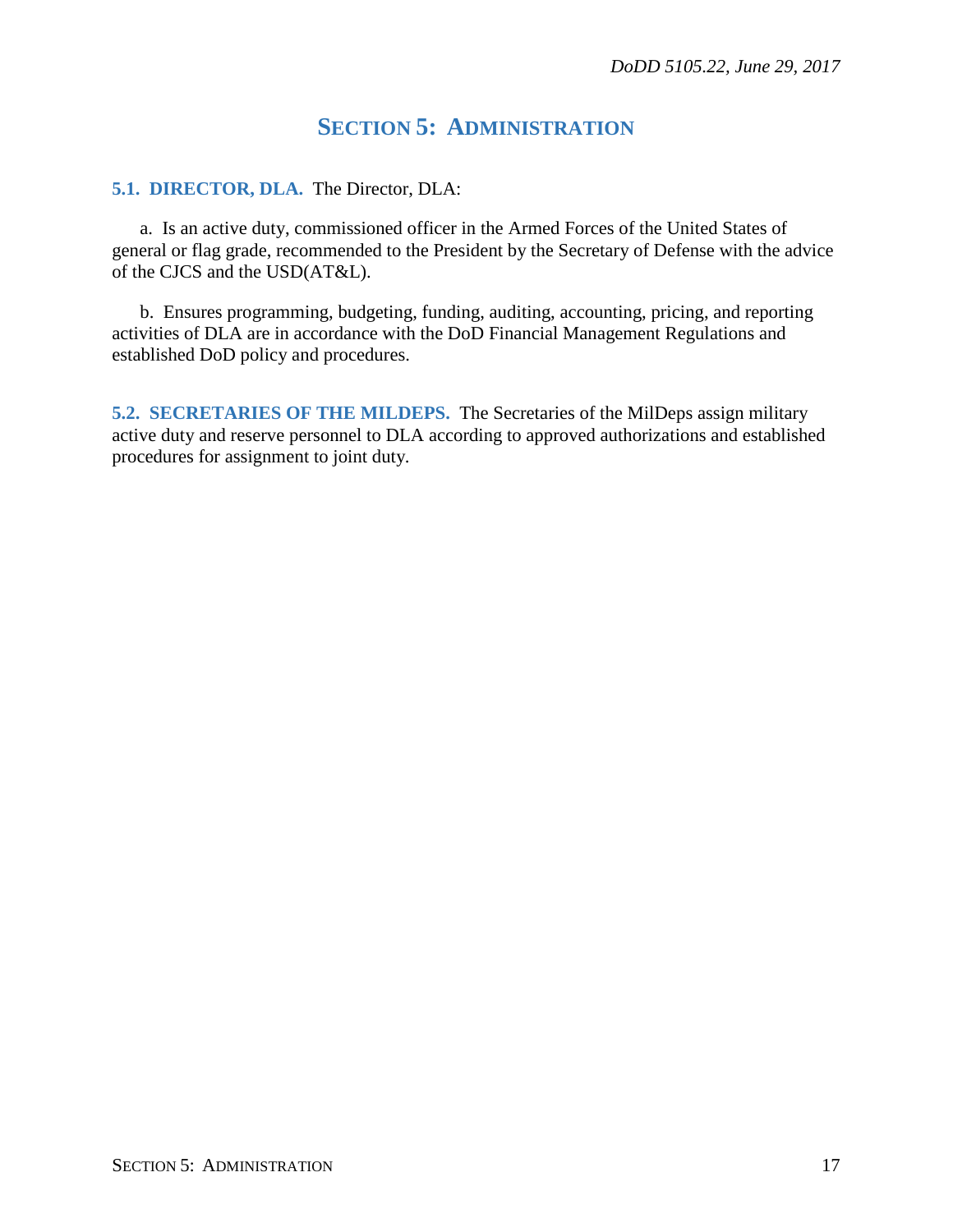## SECTION 5: ADMINISTRATION

**5.1. DIRECTOR, DLA.** The Director, DLA:

a. Is an active duty, commissioned officer in the Armed Forces of the United States of general or flag grade, recommended to the President by the Secretary of Defense with the advice of the CJCS and the USD(AT&L).

b. Ensures programming, budgeting, funding, auditing, accounting, pricing, and reporting activities of DLA are in accordance with the DoD Financial Management Regulations and established DoD policy and procedures.

**5.2. SECRETARIES OF THE MILDEPS.** The Secretaries of the MilDeps assign military active duty and reserve personnel to DLA according to approved authorizations and established procedures for assignment to joint duty.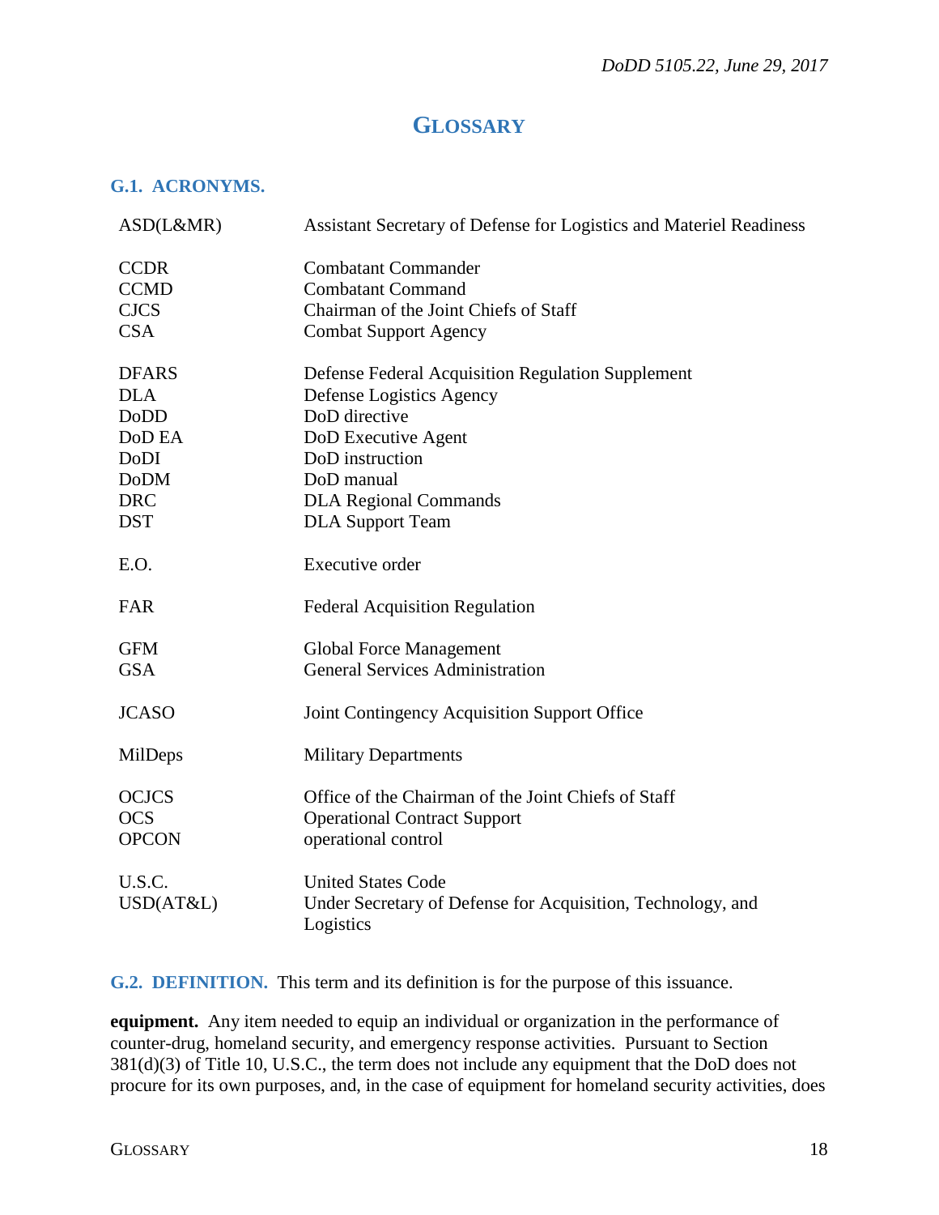# GLOSSARY

## G.1. ACRONYMS.

| | |
|---|---|
| ASD(L&MR) | Assistant Secretary of Defense for Logistics and Materiel Readiness |
| CCDR | Combatant Commander |
| CCMD | Combatant Command |
| CJCS | Chairman of the Joint Chiefs of Staff |
| CSA | Combat Support Agency |
| DFARS | Defense Federal Acquisition Regulation Supplement |
| DLA | Defense Logistics Agency |
| DoDD | DoD directive |
| DoD EA | DoD Executive Agent |
| DoDI | DoD instruction |
| DoDM | DoD manual |
| DRC | DLA Regional Commands |
| DST | DLA Support Team |
| E.O. | Executive order |
| FAR | Federal Acquisition Regulation |
| GFM | Global Force Management |
| GSA | General Services Administration |
| JCASO | Joint Contingency Acquisition Support Office |
| MilDeps | Military Departments |
| OCJCS | Office of the Chairman of the Joint Chiefs of Staff |
| OCS | Operational Contract Support |
| OPCON | operational control |
| U.S.C. | United States Code |
| USD(AT&L) | Under Secretary of Defense for Acquisition, Technology, and Logistics |

## G.2. DEFINITION.

This term and its definition is for the purpose of this issuance.

**equipment.** Any item needed to equip an individual or organization in the performance of counter-drug, homeland security, and emergency response activities. Pursuant to Section 381(d)(3) of Title 10, U.S.C., the term does not include any equipment that the DoD does not procure for its own purposes, and, in the case of equipment for homeland security activities, does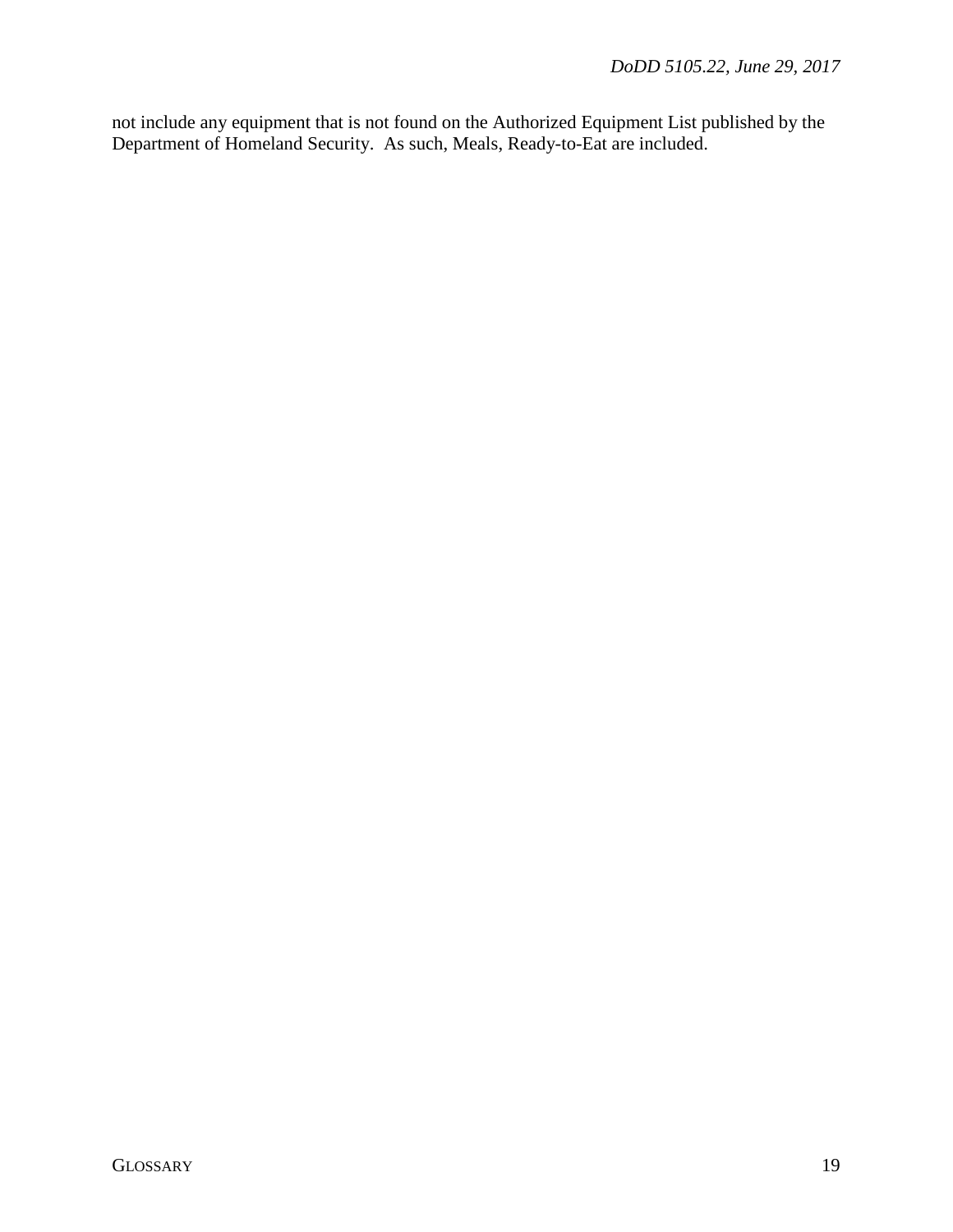not include any equipment that is not found on the Authorized Equipment List published by the Department of Homeland Security. As such, Meals, Ready-to-Eat are included.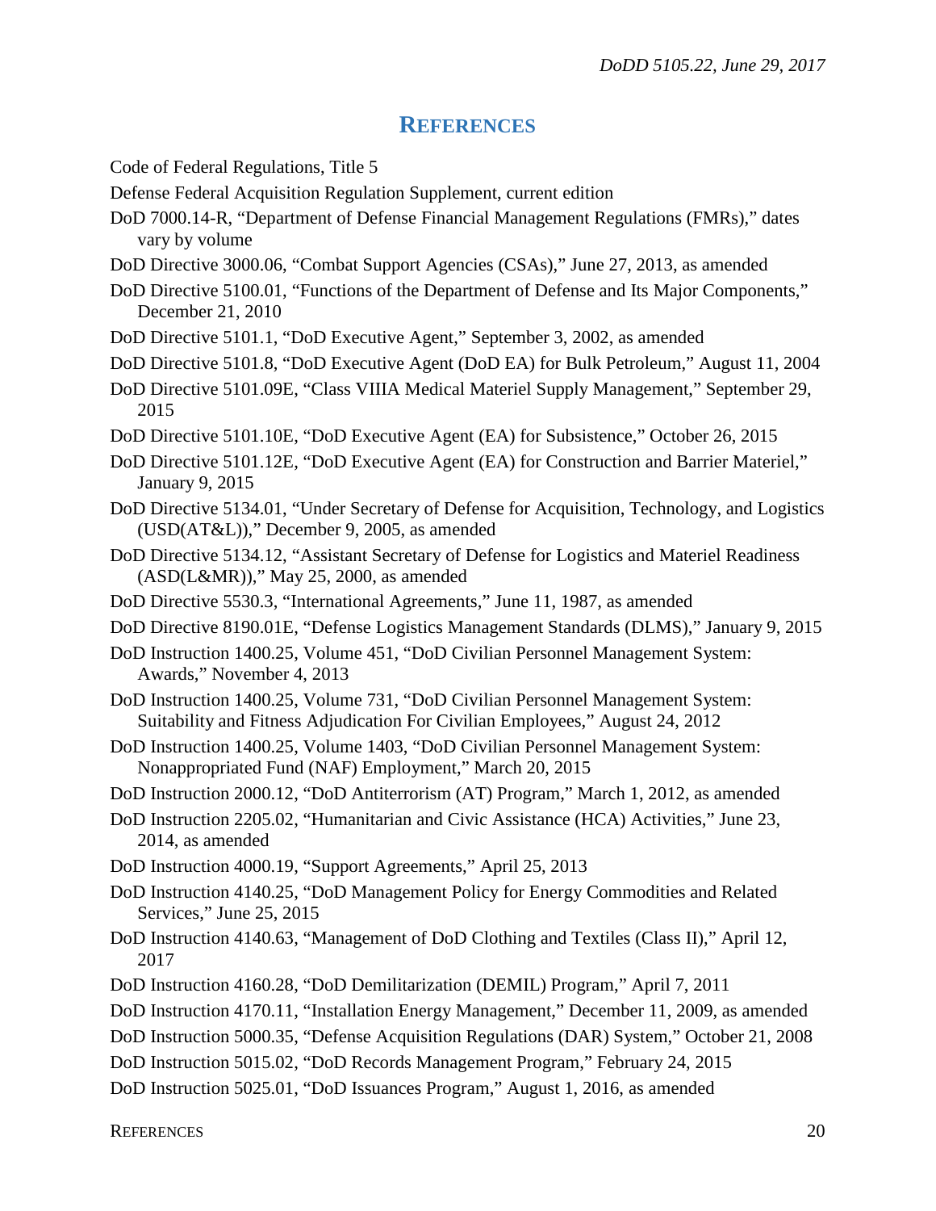## REFERENCES

Code of Federal Regulations, Title 5

Defense Federal Acquisition Regulation Supplement, current edition

DoD 7000.14-R, "Department of Defense Financial Management Regulations (FMRs)," dates vary by volume

DoD Directive 3000.06, "Combat Support Agencies (CSAs)," June 27, 2013, as amended

DoD Directive 5100.01, "Functions of the Department of Defense and Its Major Components," December 21, 2010

DoD Directive 5101.1, "DoD Executive Agent," September 3, 2002, as amended

DoD Directive 5101.8, "DoD Executive Agent (DoD EA) for Bulk Petroleum," August 11, 2004

DoD Directive 5101.09E, "Class VIIIA Medical Materiel Supply Management," September 29, 2015

DoD Directive 5101.10E, "DoD Executive Agent (EA) for Subsistence," October 26, 2015

DoD Directive 5101.12E, "DoD Executive Agent (EA) for Construction and Barrier Materiel," January 9, 2015

DoD Directive 5134.01, "Under Secretary of Defense for Acquisition, Technology, and Logistics (USD(AT&L))," December 9, 2005, as amended

DoD Directive 5134.12, "Assistant Secretary of Defense for Logistics and Materiel Readiness (ASD(L&MR))," May 25, 2000, as amended

DoD Directive 5530.3, "International Agreements," June 11, 1987, as amended

DoD Directive 8190.01E, "Defense Logistics Management Standards (DLMS)," January 9, 2015

DoD Instruction 1400.25, Volume 451, "DoD Civilian Personnel Management System: Awards," November 4, 2013

DoD Instruction 1400.25, Volume 731, "DoD Civilian Personnel Management System: Suitability and Fitness Adjudication For Civilian Employees," August 24, 2012

DoD Instruction 1400.25, Volume 1403, "DoD Civilian Personnel Management System: Nonappropriated Fund (NAF) Employment," March 20, 2015

DoD Instruction 2000.12, "DoD Antiterrorism (AT) Program," March 1, 2012, as amended

DoD Instruction 2205.02, "Humanitarian and Civic Assistance (HCA) Activities," June 23, 2014, as amended

DoD Instruction 4000.19, "Support Agreements," April 25, 2013

DoD Instruction 4140.25, "DoD Management Policy for Energy Commodities and Related Services," June 25, 2015

DoD Instruction 4140.63, "Management of DoD Clothing and Textiles (Class II)," April 12, 2017

DoD Instruction 4160.28, "DoD Demilitarization (DEMIL) Program," April 7, 2011

DoD Instruction 4170.11, "Installation Energy Management," December 11, 2009, as amended

DoD Instruction 5000.35, "Defense Acquisition Regulations (DAR) System," October 21, 2008

DoD Instruction 5015.02, "DoD Records Management Program," February 24, 2015

DoD Instruction 5025.01, "DoD Issuances Program," August 1, 2016, as amended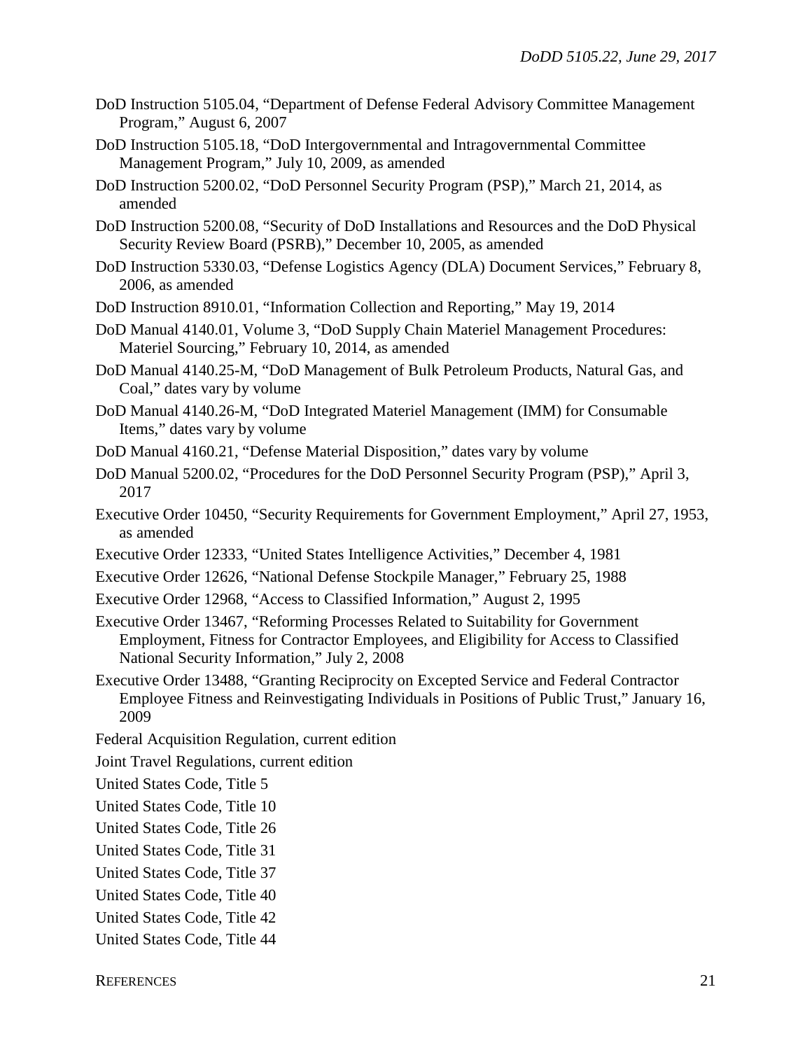DoD Instruction 5105.04, “Department of Defense Federal Advisory Committee Management Program,” August 6, 2007

DoD Instruction 5105.18, “DoD Intergovernmental and Intragovernmental Committee Management Program,” July 10, 2009, as amended

DoD Instruction 5200.02, “DoD Personnel Security Program (PSP),” March 21, 2014, as amended

DoD Instruction 5200.08, “Security of DoD Installations and Resources and the DoD Physical Security Review Board (PSRB),” December 10, 2005, as amended

DoD Instruction 5330.03, “Defense Logistics Agency (DLA) Document Services,” February 8, 2006, as amended

DoD Instruction 8910.01, “Information Collection and Reporting,” May 19, 2014

DoD Manual 4140.01, Volume 3, “DoD Supply Chain Materiel Management Procedures: Materiel Sourcing,” February 10, 2014, as amended

DoD Manual 4140.25-M, “DoD Management of Bulk Petroleum Products, Natural Gas, and Coal,” dates vary by volume

DoD Manual 4140.26-M, “DoD Integrated Materiel Management (IMM) for Consumable Items,” dates vary by volume

DoD Manual 4160.21, “Defense Material Disposition,” dates vary by volume

DoD Manual 5200.02, “Procedures for the DoD Personnel Security Program (PSP),” April 3, 2017

Executive Order 10450, “Security Requirements for Government Employment,” April 27, 1953, as amended

Executive Order 12333, “United States Intelligence Activities,” December 4, 1981

Executive Order 12626, “National Defense Stockpile Manager,” February 25, 1988

Executive Order 12968, “Access to Classified Information,” August 2, 1995

Executive Order 13467, “Reforming Processes Related to Suitability for Government Employment, Fitness for Contractor Employees, and Eligibility for Access to Classified National Security Information,” July 2, 2008

Executive Order 13488, “Granting Reciprocity on Excepted Service and Federal Contractor Employee Fitness and Reinvestigating Individuals in Positions of Public Trust,” January 16, 2009

Federal Acquisition Regulation, current edition

Joint Travel Regulations, current edition

United States Code, Title 5

United States Code, Title 10

United States Code, Title 26

United States Code, Title 31

United States Code, Title 37

United States Code, Title 40

United States Code, Title 42

United States Code, Title 44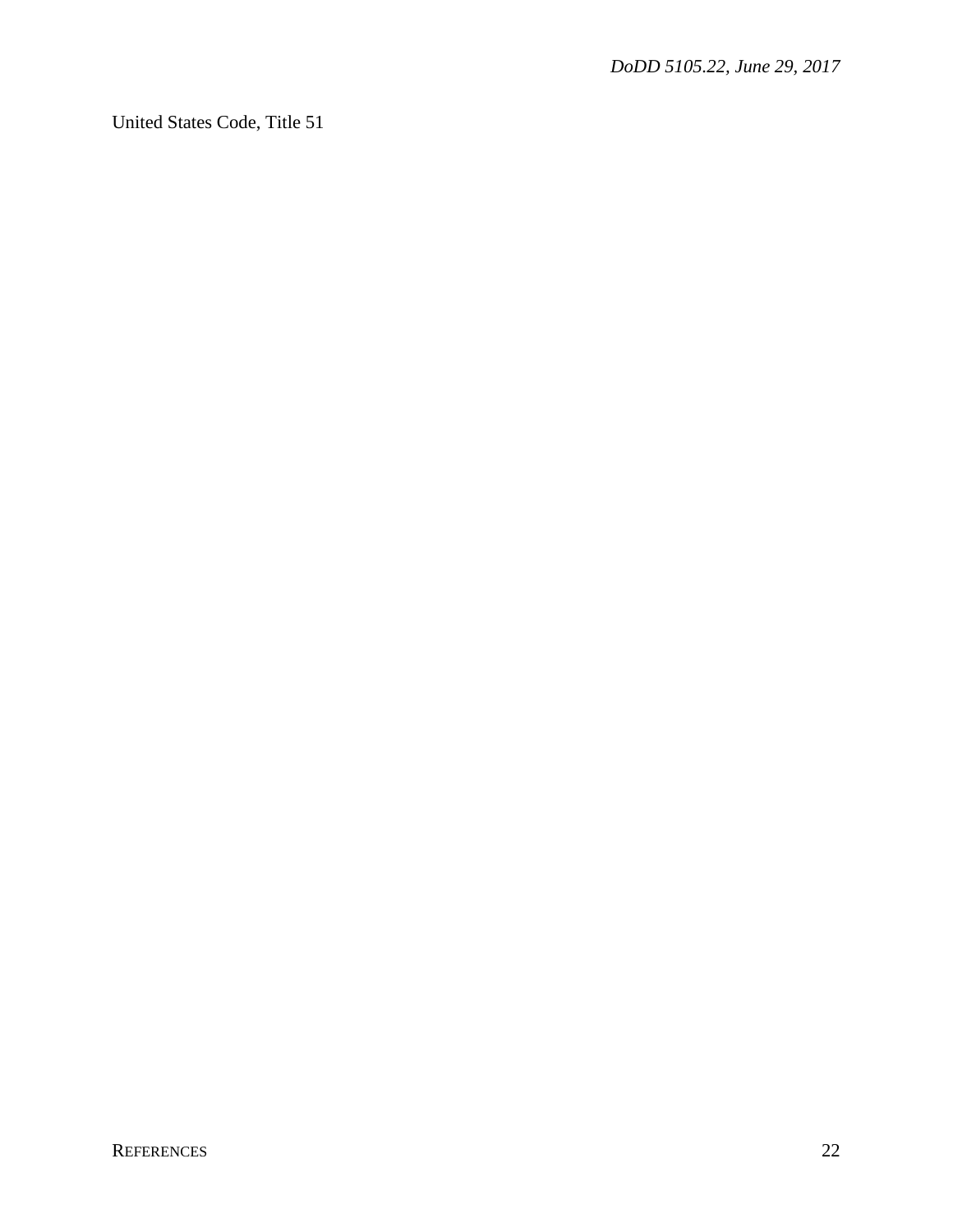United States Code, Title 51